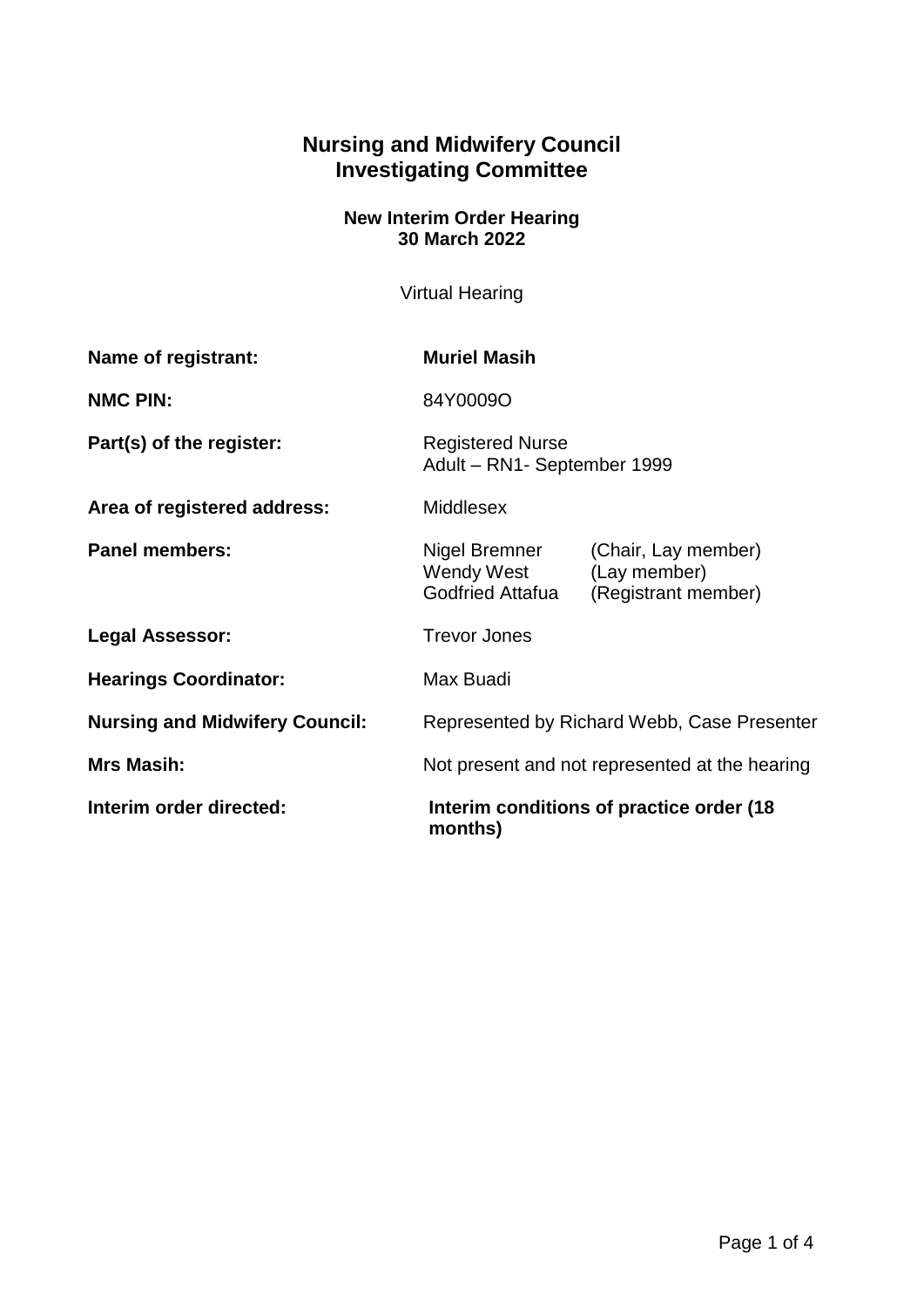# Nursing and Midwifery Council
# Investigating Committee

**New Interim Order Hearing**
**30 March 2022**

Virtual Hearing

| | |
|---|---|
| **Name of registrant:** | **Muriel Masih** |
| **NMC PIN:** | 84Y0009O |
| **Part(s) of the register:** | Registered Nurse<br>Adult – RN1- September 1999 |
| **Area of registered address:** | Middlesex |
| **Panel members:** | Nigel Bremner (Chair, Lay member)<br>Wendy West (Lay member)<br>Godfried Attafua (Registrant member) |
| **Legal Assessor:** | Trevor Jones |
| **Hearings Coordinator:** | Max Buadi |
| **Nursing and Midwifery Council:** | Represented by Richard Webb, Case Presenter |
| **Mrs Masih:** | Not present and not represented at the hearing |
| **Interim order directed:** | **Interim conditions of practice order (18 months)** |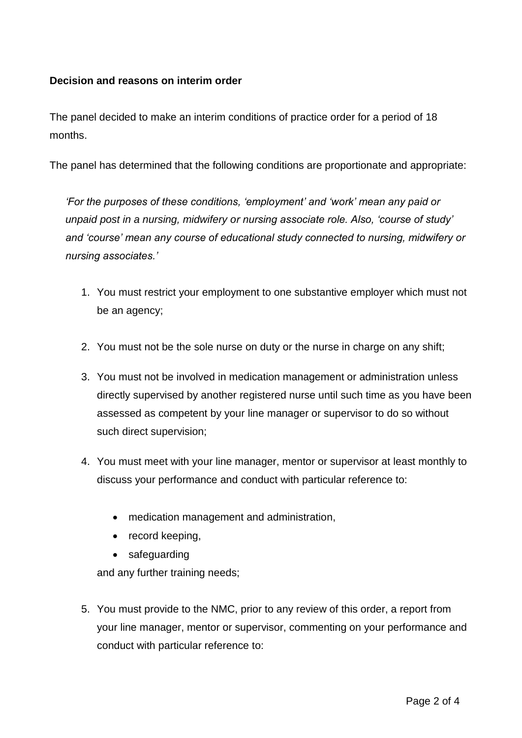**Decision and reasons on interim order**

The panel decided to make an interim conditions of practice order for a period of 18 months.

The panel has determined that the following conditions are proportionate and appropriate:

> *'For the purposes of these conditions, 'employment' and 'work' mean any paid or unpaid post in a nursing, midwifery or nursing associate role. Also, 'course of study' and 'course' mean any course of educational study connected to nursing, midwifery or nursing associates.'*

1. You must restrict your employment to one substantive employer which must not be an agency;

2. You must not be the sole nurse on duty or the nurse in charge on any shift;

3. You must not be involved in medication management or administration unless directly supervised by another registered nurse until such time as you have been assessed as competent by your line manager or supervisor to do so without such direct supervision;

4. You must meet with your line manager, mentor or supervisor at least monthly to discuss your performance and conduct with particular reference to:

    - medication management and administration,
    - record keeping,
    - safeguarding

    and any further training needs;

5. You must provide to the NMC, prior to any review of this order, a report from your line manager, mentor or supervisor, commenting on your performance and conduct with particular reference to: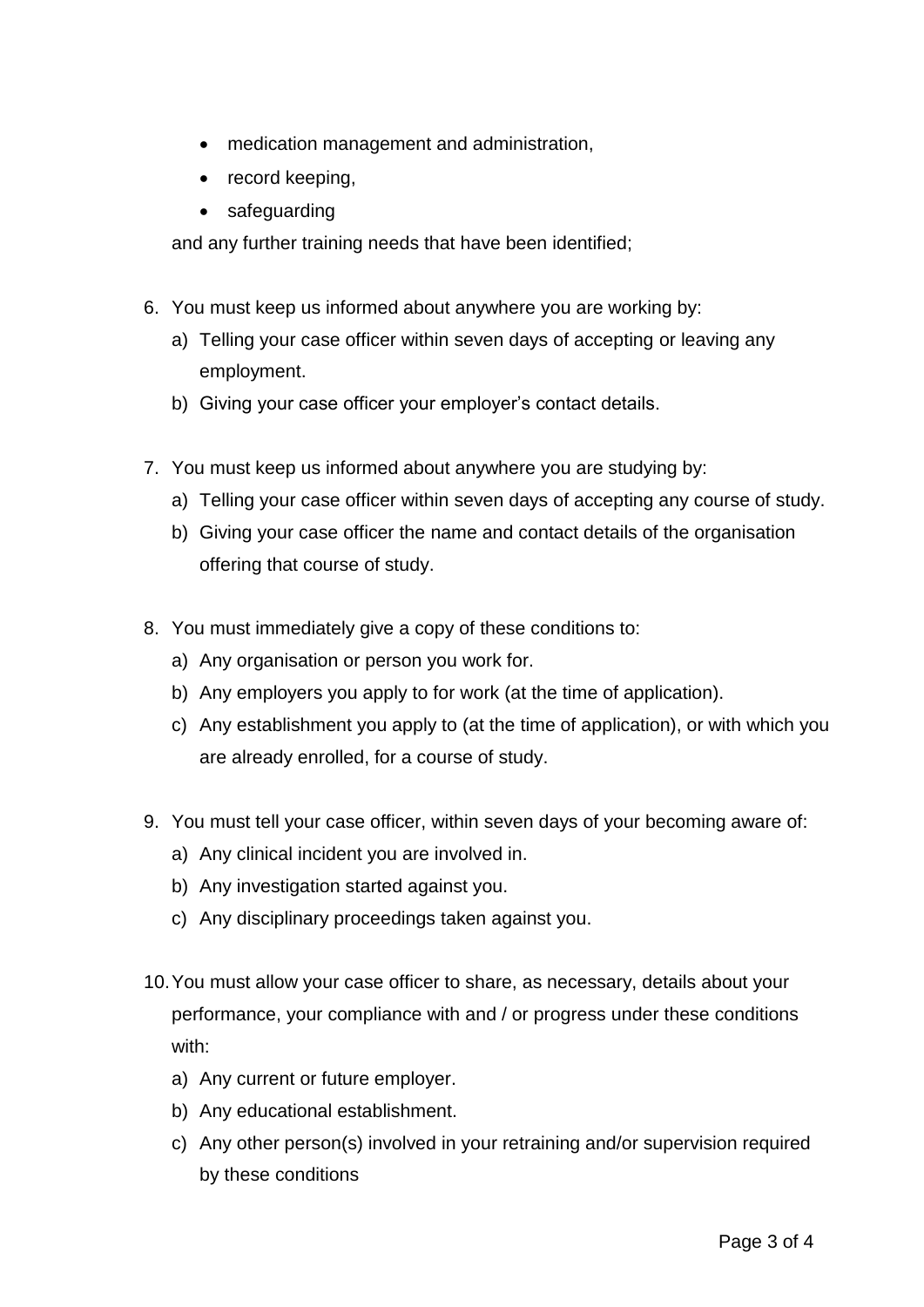- medication management and administration,
- record keeping,
- safeguarding

and any further training needs that have been identified;

6. You must keep us informed about anywhere you are working by:
   a) Telling your case officer within seven days of accepting or leaving any employment.
   b) Giving your case officer your employer's contact details.

7. You must keep us informed about anywhere you are studying by:
   a) Telling your case officer within seven days of accepting any course of study.
   b) Giving your case officer the name and contact details of the organisation offering that course of study.

8. You must immediately give a copy of these conditions to:
   a) Any organisation or person you work for.
   b) Any employers you apply to for work (at the time of application).
   c) Any establishment you apply to (at the time of application), or with which you are already enrolled, for a course of study.

9. You must tell your case officer, within seven days of your becoming aware of:
   a) Any clinical incident you are involved in.
   b) Any investigation started against you.
   c) Any disciplinary proceedings taken against you.

10. You must allow your case officer to share, as necessary, details about your performance, your compliance with and / or progress under these conditions with:
    a) Any current or future employer.
    b) Any educational establishment.
    c) Any other person(s) involved in your retraining and/or supervision required by these conditions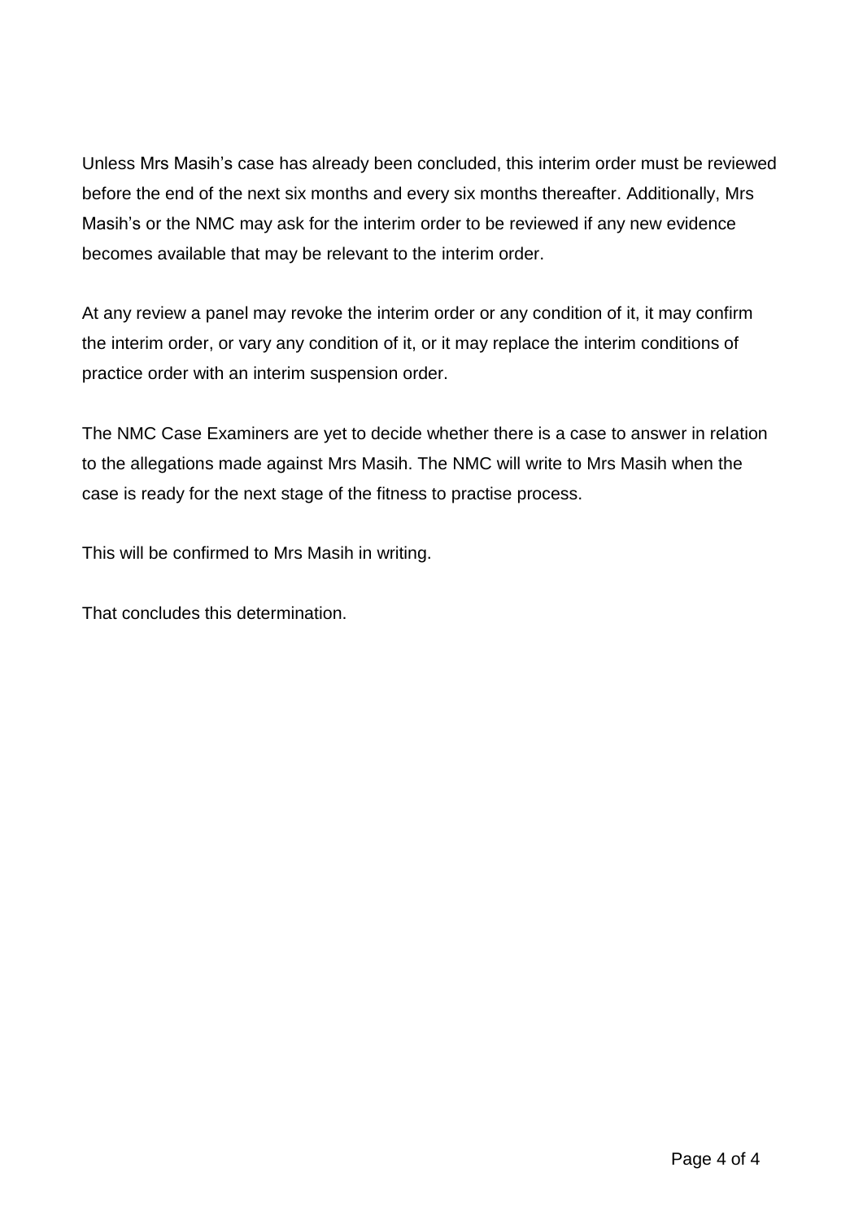Unless Mrs Masih's case has already been concluded, this interim order must be reviewed before the end of the next six months and every six months thereafter. Additionally, Mrs Masih's or the NMC may ask for the interim order to be reviewed if any new evidence becomes available that may be relevant to the interim order.

At any review a panel may revoke the interim order or any condition of it, it may confirm the interim order, or vary any condition of it, or it may replace the interim conditions of practice order with an interim suspension order.

The NMC Case Examiners are yet to decide whether there is a case to answer in relation to the allegations made against Mrs Masih. The NMC will write to Mrs Masih when the case is ready for the next stage of the fitness to practise process.

This will be confirmed to Mrs Masih in writing.

That concludes this determination.